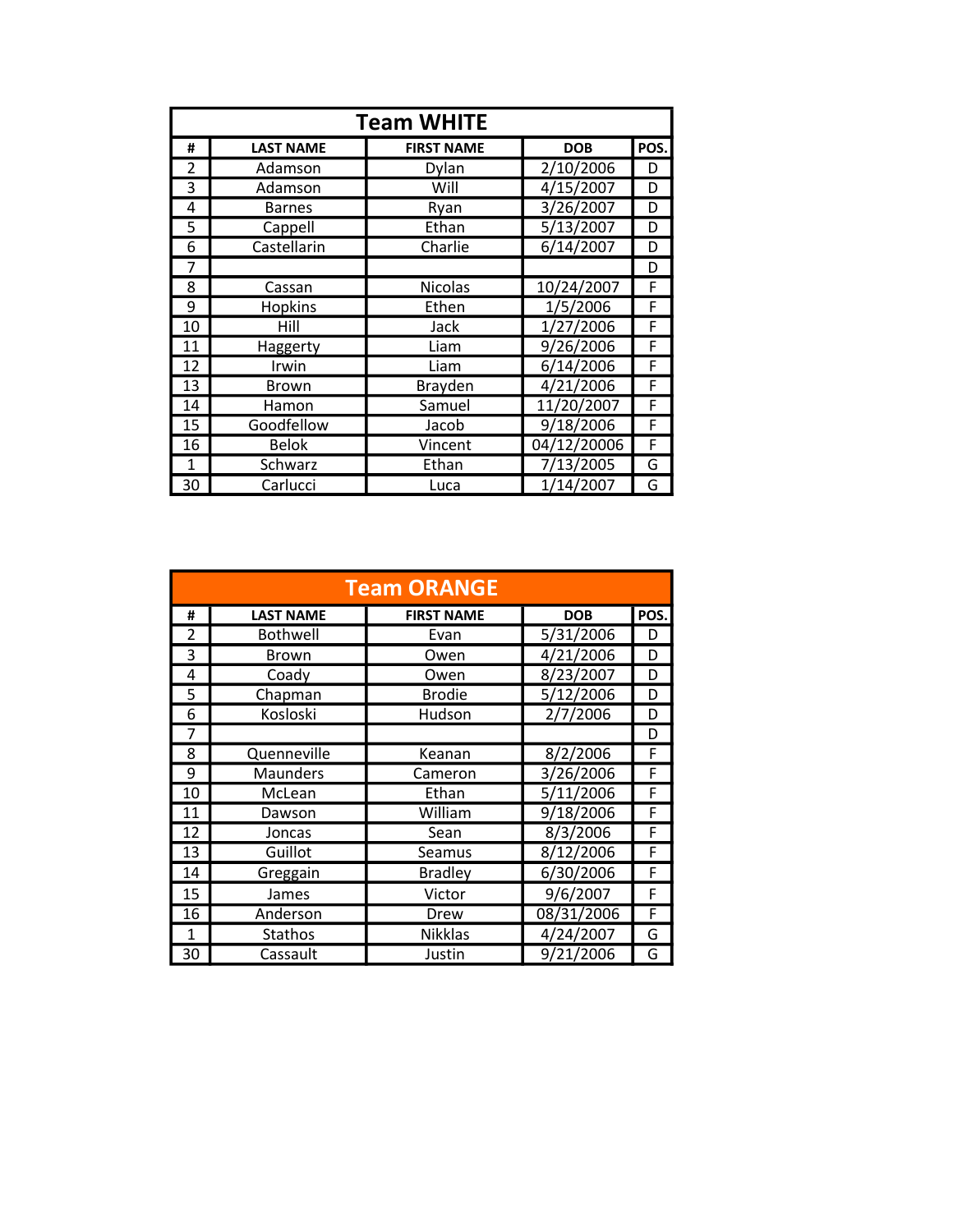## Team WHITE

| # | LAST NAME | FIRST NAME | DOB | POS. |
|---|---|---|---|---|
| 2 | Adamson | Dylan | 2/10/2006 | D |
| 3 | Adamson | Will | 4/15/2007 | D |
| 4 | Barnes | Ryan | 3/26/2007 | D |
| 5 | Cappell | Ethan | 5/13/2007 | D |
| 6 | Castellarin | Charlie | 6/14/2007 | D |
| 7 | | | | D |
| 8 | Cassan | Nicolas | 10/24/2007 | F |
| 9 | Hopkins | Ethen | 1/5/2006 | F |
| 10 | Hill | Jack | 1/27/2006 | F |
| 11 | Haggerty | Liam | 9/26/2006 | F |
| 12 | Irwin | Liam | 6/14/2006 | F |
| 13 | Brown | Brayden | 4/21/2006 | F |
| 14 | Hamon | Samuel | 11/20/2007 | F |
| 15 | Goodfellow | Jacob | 9/18/2006 | F |
| 16 | Belok | Vincent | 04/12/20006 | F |
| 1 | Schwarz | Ethan | 7/13/2005 | G |
| 30 | Carlucci | Luca | 1/14/2007 | G |

## Team ORANGE

| # | LAST NAME | FIRST NAME | DOB | POS. |
|---|---|---|---|---|
| 2 | Bothwell | Evan | 5/31/2006 | D |
| 3 | Brown | Owen | 4/21/2006 | D |
| 4 | Coady | Owen | 8/23/2007 | D |
| 5 | Chapman | Brodie | 5/12/2006 | D |
| 6 | Kosloski | Hudson | 2/7/2006 | D |
| 7 | | | | D |
| 8 | Quenneville | Keanan | 8/2/2006 | F |
| 9 | Maunders | Cameron | 3/26/2006 | F |
| 10 | McLean | Ethan | 5/11/2006 | F |
| 11 | Dawson | William | 9/18/2006 | F |
| 12 | Joncas | Sean | 8/3/2006 | F |
| 13 | Guillot | Seamus | 8/12/2006 | F |
| 14 | Greggain | Bradley | 6/30/2006 | F |
| 15 | James | Victor | 9/6/2007 | F |
| 16 | Anderson | Drew | 08/31/2006 | F |
| 1 | Stathos | Nikklas | 4/24/2007 | G |
| 30 | Cassault | Justin | 9/21/2006 | G |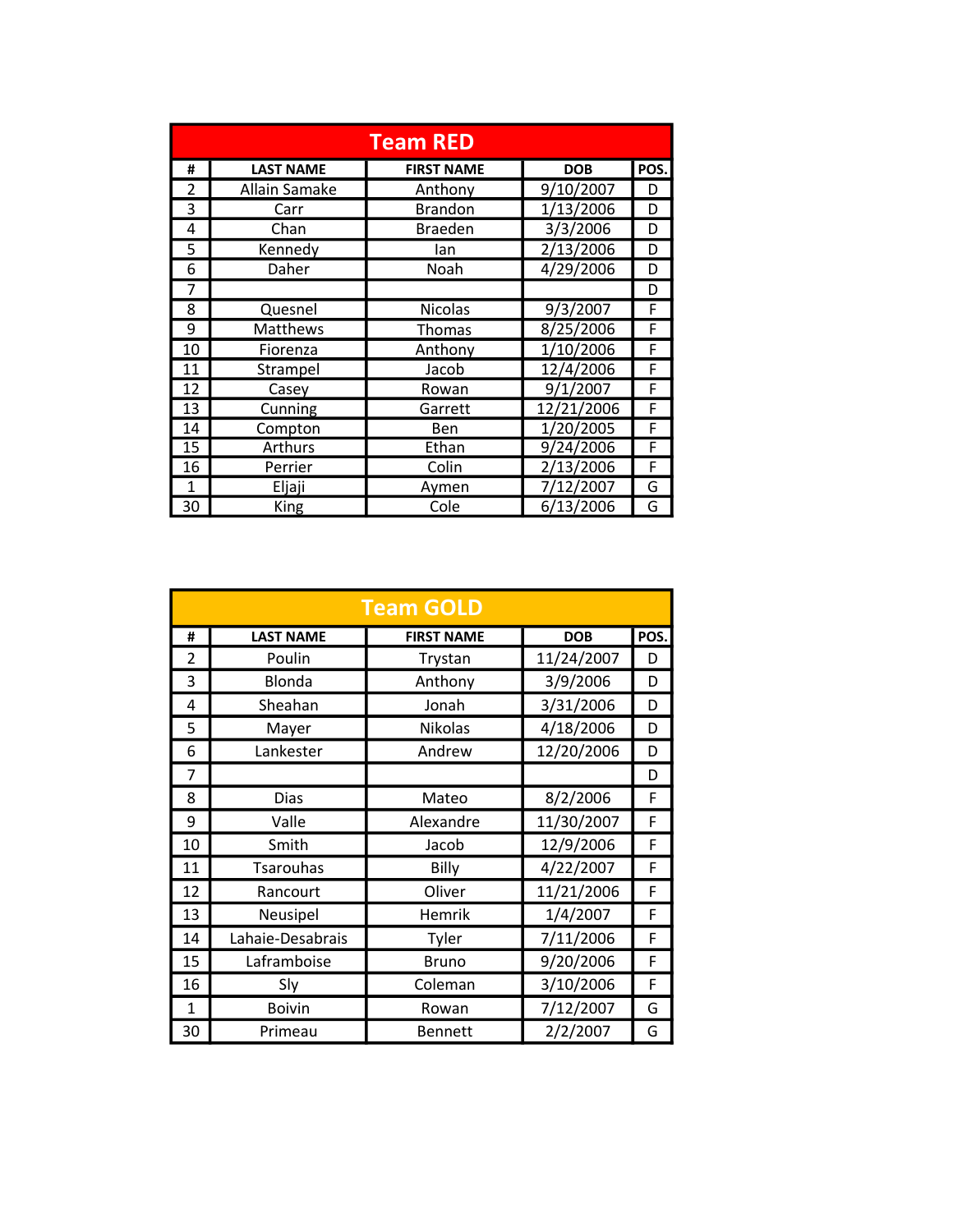## Team RED

| # | LAST NAME | FIRST NAME | DOB | POS. |
|---|---|---|---|---|
| 2 | Allain Samake | Anthony | 9/10/2007 | D |
| 3 | Carr | Brandon | 1/13/2006 | D |
| 4 | Chan | Braeden | 3/3/2006 | D |
| 5 | Kennedy | Ian | 2/13/2006 | D |
| 6 | Daher | Noah | 4/29/2006 | D |
| 7 | | | | D |
| 8 | Quesnel | Nicolas | 9/3/2007 | F |
| 9 | Matthews | Thomas | 8/25/2006 | F |
| 10 | Fiorenza | Anthony | 1/10/2006 | F |
| 11 | Strampel | Jacob | 12/4/2006 | F |
| 12 | Casey | Rowan | 9/1/2007 | F |
| 13 | Cunning | Garrett | 12/21/2006 | F |
| 14 | Compton | Ben | 1/20/2005 | F |
| 15 | Arthurs | Ethan | 9/24/2006 | F |
| 16 | Perrier | Colin | 2/13/2006 | F |
| 1 | Eljaji | Aymen | 7/12/2007 | G |
| 30 | King | Cole | 6/13/2006 | G |

## Team GOLD

| # | LAST NAME | FIRST NAME | DOB | POS. |
|---|---|---|---|---|
| 2 | Poulin | Trystan | 11/24/2007 | D |
| 3 | Blonda | Anthony | 3/9/2006 | D |
| 4 | Sheahan | Jonah | 3/31/2006 | D |
| 5 | Mayer | Nikolas | 4/18/2006 | D |
| 6 | Lankester | Andrew | 12/20/2006 | D |
| 7 | | | | D |
| 8 | Dias | Mateo | 8/2/2006 | F |
| 9 | Valle | Alexandre | 11/30/2007 | F |
| 10 | Smith | Jacob | 12/9/2006 | F |
| 11 | Tsarouhas | Billy | 4/22/2007 | F |
| 12 | Rancourt | Oliver | 11/21/2006 | F |
| 13 | Neusipel | Hemrik | 1/4/2007 | F |
| 14 | Lahaie-Desabrais | Tyler | 7/11/2006 | F |
| 15 | Laframboise | Bruno | 9/20/2006 | F |
| 16 | Sly | Coleman | 3/10/2006 | F |
| 1 | Boivin | Rowan | 7/12/2007 | G |
| 30 | Primeau | Bennett | 2/2/2007 | G |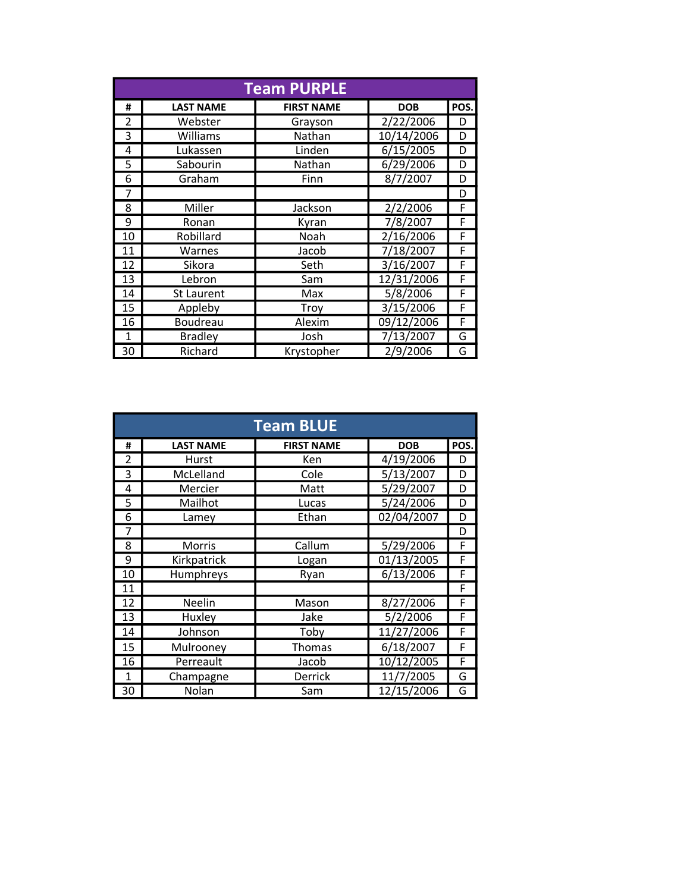## Team PURPLE

| # | LAST NAME | FIRST NAME | DOB | POS. |
|---|---|---|---|---|
| 2 | Webster | Grayson | 2/22/2006 | D |
| 3 | Williams | Nathan | 10/14/2006 | D |
| 4 | Lukassen | Linden | 6/15/2005 | D |
| 5 | Sabourin | Nathan | 6/29/2006 | D |
| 6 | Graham | Finn | 8/7/2007 | D |
| 7 | | | | D |
| 8 | Miller | Jackson | 2/2/2006 | F |
| 9 | Ronan | Kyran | 7/8/2007 | F |
| 10 | Robillard | Noah | 2/16/2006 | F |
| 11 | Warnes | Jacob | 7/18/2007 | F |
| 12 | Sikora | Seth | 3/16/2007 | F |
| 13 | Lebron | Sam | 12/31/2006 | F |
| 14 | St Laurent | Max | 5/8/2006 | F |
| 15 | Appleby | Troy | 3/15/2006 | F |
| 16 | Boudreau | Alexim | 09/12/2006 | F |
| 1 | Bradley | Josh | 7/13/2007 | G |
| 30 | Richard | Krystopher | 2/9/2006 | G |

## Team BLUE

| # | LAST NAME | FIRST NAME | DOB | POS. |
|---|---|---|---|---|
| 2 | Hurst | Ken | 4/19/2006 | D |
| 3 | McLelland | Cole | 5/13/2007 | D |
| 4 | Mercier | Matt | 5/29/2007 | D |
| 5 | Mailhot | Lucas | 5/24/2006 | D |
| 6 | Lamey | Ethan | 02/04/2007 | D |
| 7 | | | | D |
| 8 | Morris | Callum | 5/29/2006 | F |
| 9 | Kirkpatrick | Logan | 01/13/2005 | F |
| 10 | Humphreys | Ryan | 6/13/2006 | F |
| 11 | | | | F |
| 12 | Neelin | Mason | 8/27/2006 | F |
| 13 | Huxley | Jake | 5/2/2006 | F |
| 14 | Johnson | Toby | 11/27/2006 | F |
| 15 | Mulrooney | Thomas | 6/18/2007 | F |
| 16 | Perreault | Jacob | 10/12/2005 | F |
| 1 | Champagne | Derrick | 11/7/2005 | G |
| 30 | Nolan | Sam | 12/15/2006 | G |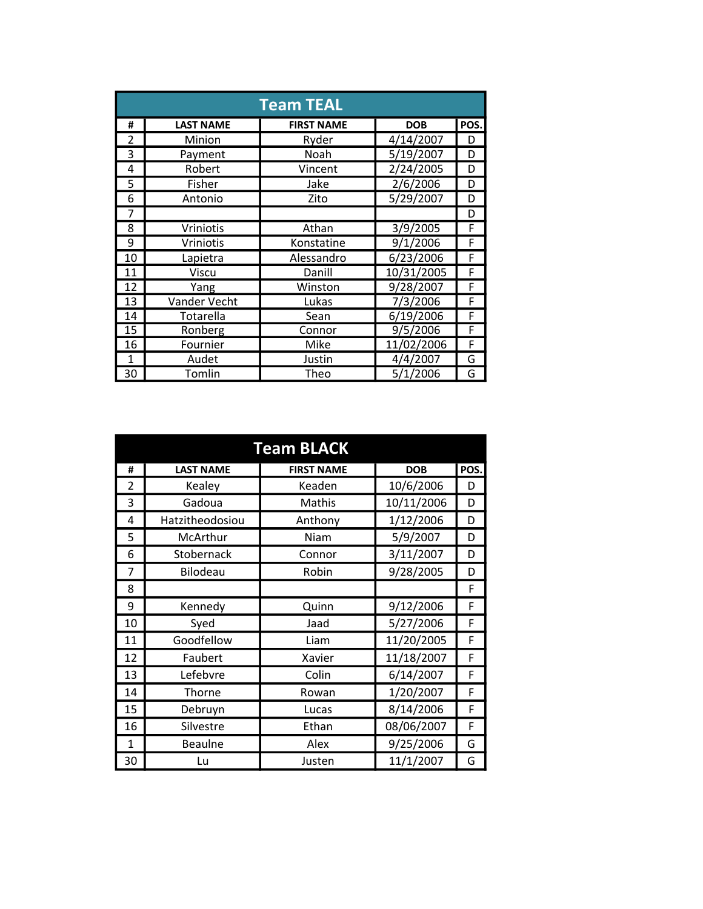## Team TEAL

| # | LAST NAME | FIRST NAME | DOB | POS. |
|---|---|---|---|---|
| 2 | Minion | Ryder | 4/14/2007 | D |
| 3 | Payment | Noah | 5/19/2007 | D |
| 4 | Robert | Vincent | 2/24/2005 | D |
| 5 | Fisher | Jake | 2/6/2006 | D |
| 6 | Antonio | Zito | 5/29/2007 | D |
| 7 | | | | D |
| 8 | Vriniotis | Athan | 3/9/2005 | F |
| 9 | Vriniotis | Konstatine | 9/1/2006 | F |
| 10 | Lapietra | Alessandro | 6/23/2006 | F |
| 11 | Viscu | Danill | 10/31/2005 | F |
| 12 | Yang | Winston | 9/28/2007 | F |
| 13 | Vander Vecht | Lukas | 7/3/2006 | F |
| 14 | Totarella | Sean | 6/19/2006 | F |
| 15 | Ronberg | Connor | 9/5/2006 | F |
| 16 | Fournier | Mike | 11/02/2006 | F |
| 1 | Audet | Justin | 4/4/2007 | G |
| 30 | Tomlin | Theo | 5/1/2006 | G |

## Team BLACK

| # | LAST NAME | FIRST NAME | DOB | POS. |
|---|---|---|---|---|
| 2 | Kealey | Keaden | 10/6/2006 | D |
| 3 | Gadoua | Mathis | 10/11/2006 | D |
| 4 | Hatzitheodosiou | Anthony | 1/12/2006 | D |
| 5 | McArthur | Niam | 5/9/2007 | D |
| 6 | Stobernack | Connor | 3/11/2007 | D |
| 7 | Bilodeau | Robin | 9/28/2005 | D |
| 8 | | | | F |
| 9 | Kennedy | Quinn | 9/12/2006 | F |
| 10 | Syed | Jaad | 5/27/2006 | F |
| 11 | Goodfellow | Liam | 11/20/2005 | F |
| 12 | Faubert | Xavier | 11/18/2007 | F |
| 13 | Lefebvre | Colin | 6/14/2007 | F |
| 14 | Thorne | Rowan | 1/20/2007 | F |
| 15 | Debruyn | Lucas | 8/14/2006 | F |
| 16 | Silvestre | Ethan | 08/06/2007 | F |
| 1 | Beaulne | Alex | 9/25/2006 | G |
| 30 | Lu | Justen | 11/1/2007 | G |